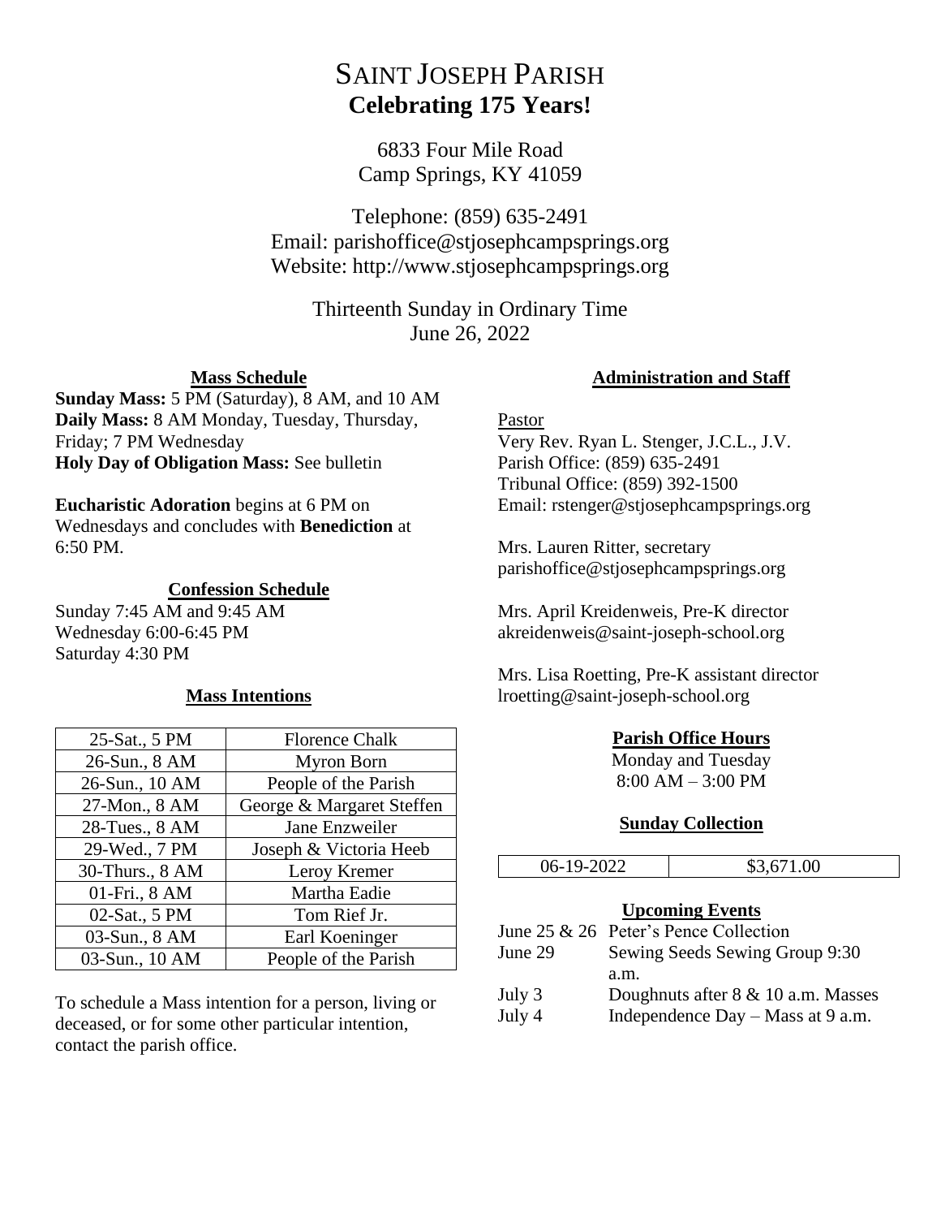# SAINT JOSEPH PARISH
## Celebrating 175 Years!

6833 Four Mile Road
Camp Springs, KY 41059

Telephone: (859) 635-2491
Email: parishoffice@stjosephcampsprings.org
Website: http://www.stjosephcampsprings.org

Thirteenth Sunday in Ordinary Time
June 26, 2022

### Mass Schedule

**Sunday Mass:** 5 PM (Saturday), 8 AM, and 10 AM
**Daily Mass:** 8 AM Monday, Tuesday, Thursday, Friday; 7 PM Wednesday
**Holy Day of Obligation Mass:** See bulletin

**Eucharistic Adoration** begins at 6 PM on Wednesdays and concludes with **Benediction** at 6:50 PM.

### Confession Schedule

Sunday 7:45 AM and 9:45 AM
Wednesday 6:00-6:45 PM
Saturday 4:30 PM

### Mass Intentions

| | |
|---|---|
| 25-Sat., 5 PM | Florence Chalk |
| 26-Sun., 8 AM | Myron Born |
| 26-Sun., 10 AM | People of the Parish |
| 27-Mon., 8 AM | George & Margaret Steffen |
| 28-Tues., 8 AM | Jane Enzweiler |
| 29-Wed., 7 PM | Joseph & Victoria Heeb |
| 30-Thurs., 8 AM | Leroy Kremer |
| 01-Fri., 8 AM | Martha Eadie |
| 02-Sat., 5 PM | Tom Rief Jr. |
| 03-Sun., 8 AM | Earl Koeninger |
| 03-Sun., 10 AM | People of the Parish |

To schedule a Mass intention for a person, living or deceased, or for some other particular intention, contact the parish office.

### Administration and Staff

Pastor
Very Rev. Ryan L. Stenger, J.C.L., J.V.
Parish Office: (859) 635-2491
Tribunal Office: (859) 392-1500
Email: rstenger@stjosephcampsprings.org

Mrs. Lauren Ritter, secretary
parishoffice@stjosephcampsprings.org

Mrs. April Kreidenweis, Pre-K director
akreidenweis@saint-joseph-school.org

Mrs. Lisa Roetting, Pre-K assistant director
lroetting@saint-joseph-school.org

### Parish Office Hours

Monday and Tuesday
8:00 AM – 3:00 PM

### Sunday Collection

| | |
|---|---|
| 06-19-2022 | $3,671.00 |

### Upcoming Events

| | |
|---|---|
| June 25 & 26 | Peter's Pence Collection |
| June 29 | Sewing Seeds Sewing Group 9:30 a.m. |
| July 3 | Doughnuts after 8 & 10 a.m. Masses |
| July 4 | Independence Day – Mass at 9 a.m. |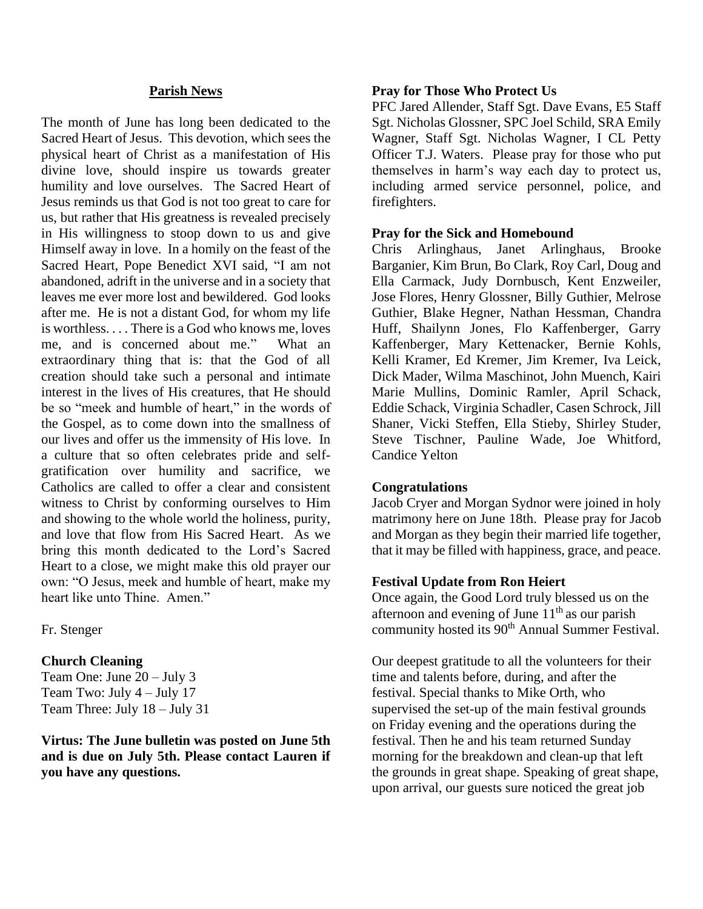## Parish News

The month of June has long been dedicated to the Sacred Heart of Jesus. This devotion, which sees the physical heart of Christ as a manifestation of His divine love, should inspire us towards greater humility and love ourselves. The Sacred Heart of Jesus reminds us that God is not too great to care for us, but rather that His greatness is revealed precisely in His willingness to stoop down to us and give Himself away in love. In a homily on the feast of the Sacred Heart, Pope Benedict XVI said, "I am not abandoned, adrift in the universe and in a society that leaves me ever more lost and bewildered. God looks after me. He is not a distant God, for whom my life is worthless. . . . There is a God who knows me, loves me, and is concerned about me." What an extraordinary thing that is: that the God of all creation should take such a personal and intimate interest in the lives of His creatures, that He should be so "meek and humble of heart," in the words of the Gospel, as to come down into the smallness of our lives and offer us the immensity of His love. In a culture that so often celebrates pride and self-gratification over humility and sacrifice, we Catholics are called to offer a clear and consistent witness to Christ by conforming ourselves to Him and showing to the whole world the holiness, purity, and love that flow from His Sacred Heart. As we bring this month dedicated to the Lord's Sacred Heart to a close, we might make this old prayer our own: "O Jesus, meek and humble of heart, make my heart like unto Thine. Amen."

Fr. Stenger

**Church Cleaning**

Team One: June 20 – July 3
Team Two: July 4 – July 17
Team Three: July 18 – July 31

**Virtus: The June bulletin was posted on June 5th and is due on July 5th. Please contact Lauren if you have any questions.**

**Pray for Those Who Protect Us**

PFC Jared Allender, Staff Sgt. Dave Evans, E5 Staff Sgt. Nicholas Glossner, SPC Joel Schild, SRA Emily Wagner, Staff Sgt. Nicholas Wagner, I CL Petty Officer T.J. Waters. Please pray for those who put themselves in harm's way each day to protect us, including armed service personnel, police, and firefighters.

**Pray for the Sick and Homebound**

Chris Arlinghaus, Janet Arlinghaus, Brooke Barganier, Kim Brun, Bo Clark, Roy Carl, Doug and Ella Carmack, Judy Dornbusch, Kent Enzweiler, Jose Flores, Henry Glossner, Billy Guthier, Melrose Guthier, Blake Hegner, Nathan Hessman, Chandra Huff, Shailynn Jones, Flo Kaffenberger, Garry Kaffenberger, Mary Kettenacker, Bernie Kohls, Kelli Kramer, Ed Kremer, Jim Kremer, Iva Leick, Dick Mader, Wilma Maschinot, John Muench, Kairi Marie Mullins, Dominic Ramler, April Schack, Eddie Schack, Virginia Schadler, Casen Schrock, Jill Shaner, Vicki Steffen, Ella Stieby, Shirley Studer, Steve Tischner, Pauline Wade, Joe Whitford, Candice Yelton

**Congratulations**

Jacob Cryer and Morgan Sydnor were joined in holy matrimony here on June 18th. Please pray for Jacob and Morgan as they begin their married life together, that it may be filled with happiness, grace, and peace.

**Festival Update from Ron Heiert**

Once again, the Good Lord truly blessed us on the afternoon and evening of June 11th as our parish community hosted its 90th Annual Summer Festival.

Our deepest gratitude to all the volunteers for their time and talents before, during, and after the festival. Special thanks to Mike Orth, who supervised the set-up of the main festival grounds on Friday evening and the operations during the festival. Then he and his team returned Sunday morning for the breakdown and clean-up that left the grounds in great shape. Speaking of great shape, upon arrival, our guests sure noticed the great job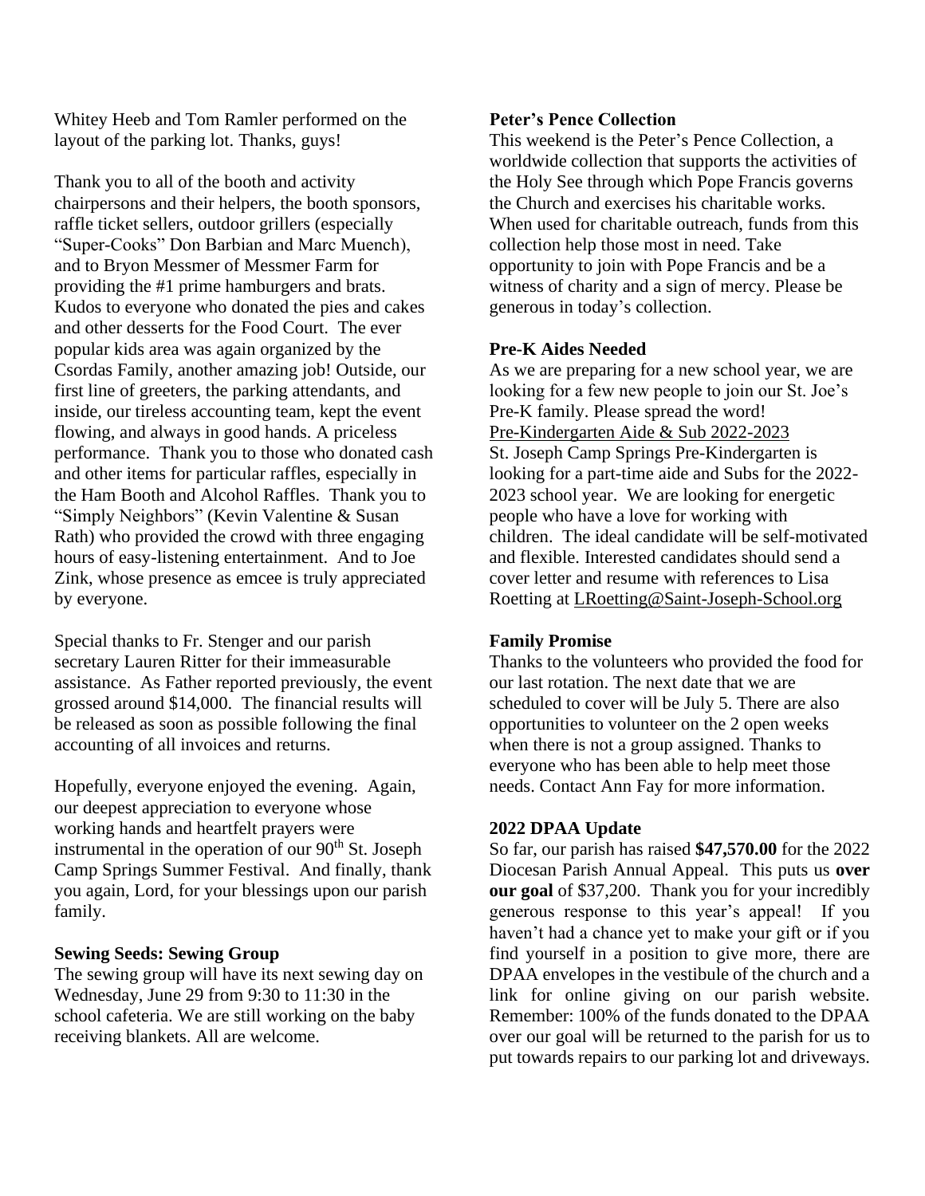Whitey Heeb and Tom Ramler performed on the layout of the parking lot. Thanks, guys!

Thank you to all of the booth and activity chairpersons and their helpers, the booth sponsors, raffle ticket sellers, outdoor grillers (especially "Super-Cooks" Don Barbian and Marc Muench), and to Bryon Messmer of Messmer Farm for providing the #1 prime hamburgers and brats. Kudos to everyone who donated the pies and cakes and other desserts for the Food Court. The ever popular kids area was again organized by the Csordas Family, another amazing job! Outside, our first line of greeters, the parking attendants, and inside, our tireless accounting team, kept the event flowing, and always in good hands. A priceless performance. Thank you to those who donated cash and other items for particular raffles, especially in the Ham Booth and Alcohol Raffles. Thank you to "Simply Neighbors" (Kevin Valentine & Susan Rath) who provided the crowd with three engaging hours of easy-listening entertainment. And to Joe Zink, whose presence as emcee is truly appreciated by everyone.

Special thanks to Fr. Stenger and our parish secretary Lauren Ritter for their immeasurable assistance. As Father reported previously, the event grossed around $14,000. The financial results will be released as soon as possible following the final accounting of all invoices and returns.

Hopefully, everyone enjoyed the evening. Again, our deepest appreciation to everyone whose working hands and heartfelt prayers were instrumental in the operation of our 90th St. Joseph Camp Springs Summer Festival. And finally, thank you again, Lord, for your blessings upon our parish family.

**Sewing Seeds: Sewing Group**

The sewing group will have its next sewing day on Wednesday, June 29 from 9:30 to 11:30 in the school cafeteria. We are still working on the baby receiving blankets. All are welcome.

**Peter's Pence Collection**

This weekend is the Peter's Pence Collection, a worldwide collection that supports the activities of the Holy See through which Pope Francis governs the Church and exercises his charitable works. When used for charitable outreach, funds from this collection help those most in need. Take opportunity to join with Pope Francis and be a witness of charity and a sign of mercy. Please be generous in today's collection.

**Pre-K Aides Needed**

As we are preparing for a new school year, we are looking for a few new people to join our St. Joe's Pre-K family. Please spread the word!

Pre-Kindergarten Aide & Sub 2022-2023

St. Joseph Camp Springs Pre-Kindergarten is looking for a part-time aide and Subs for the 2022-2023 school year. We are looking for energetic people who have a love for working with children. The ideal candidate will be self-motivated and flexible. Interested candidates should send a cover letter and resume with references to Lisa Roetting at LRoetting@Saint-Joseph-School.org

**Family Promise**

Thanks to the volunteers who provided the food for our last rotation. The next date that we are scheduled to cover will be July 5. There are also opportunities to volunteer on the 2 open weeks when there is not a group assigned. Thanks to everyone who has been able to help meet those needs. Contact Ann Fay for more information.

**2022 DPAA Update**

So far, our parish has raised **$47,570.00** for the 2022 Diocesan Parish Annual Appeal. This puts us **over our goal** of $37,200. Thank you for your incredibly generous response to this year's appeal! If you haven't had a chance yet to make your gift or if you find yourself in a position to give more, there are DPAA envelopes in the vestibule of the church and a link for online giving on our parish website. Remember: 100% of the funds donated to the DPAA over our goal will be returned to the parish for us to put towards repairs to our parking lot and driveways.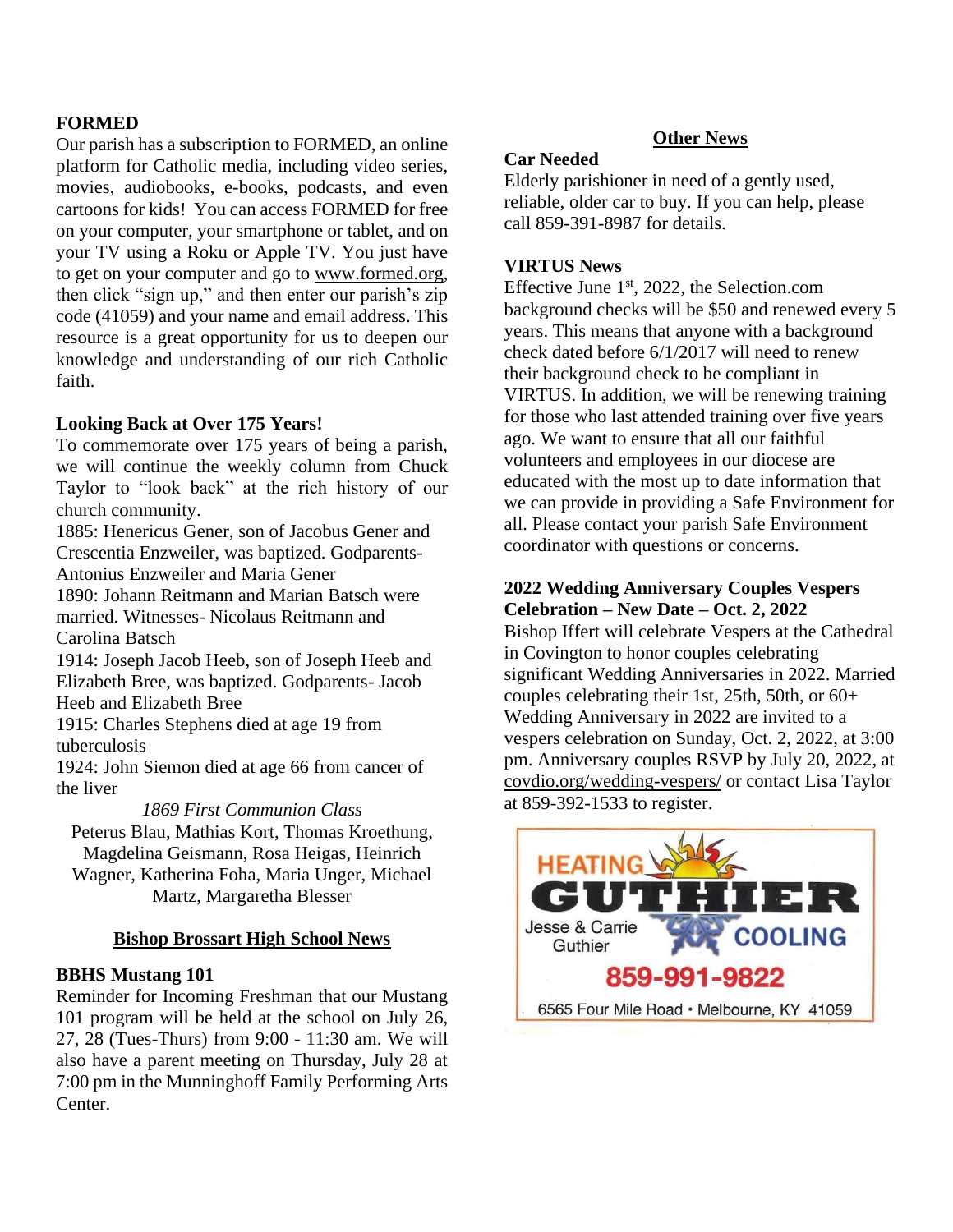**FORMED**

Our parish has a subscription to FORMED, an online platform for Catholic media, including video series, movies, audiobooks, e-books, podcasts, and even cartoons for kids! You can access FORMED for free on your computer, your smartphone or tablet, and on your TV using a Roku or Apple TV. You just have to get on your computer and go to www.formed.org, then click "sign up," and then enter our parish's zip code (41059) and your name and email address. This resource is a great opportunity for us to deepen our knowledge and understanding of our rich Catholic faith.

**Looking Back at Over 175 Years!**

To commemorate over 175 years of being a parish, we will continue the weekly column from Chuck Taylor to "look back" at the rich history of our church community.

1885: Henericus Gener, son of Jacobus Gener and Crescentia Enzweiler, was baptized. Godparents- Antonius Enzweiler and Maria Gener

1890: Johann Reitmann and Marian Batsch were married. Witnesses- Nicolaus Reitmann and Carolina Batsch

1914: Joseph Jacob Heeb, son of Joseph Heeb and Elizabeth Bree, was baptized. Godparents- Jacob Heeb and Elizabeth Bree

1915: Charles Stephens died at age 19 from tuberculosis

1924: John Siemon died at age 66 from cancer of the liver

*1869 First Communion Class*

Peterus Blau, Mathias Kort, Thomas Kroethung, Magdelina Geismann, Rosa Heigas, Heinrich Wagner, Katherina Foha, Maria Unger, Michael Martz, Margaretha Blesser

## Bishop Brossart High School News

**BBHS Mustang 101**

Reminder for Incoming Freshman that our Mustang 101 program will be held at the school on July 26, 27, 28 (Tues-Thurs) from 9:00 - 11:30 am. We will also have a parent meeting on Thursday, July 28 at 7:00 pm in the Munninghoff Family Performing Arts Center.

## Other News

**Car Needed**

Elderly parishioner in need of a gently used, reliable, older car to buy. If you can help, please call 859-391-8987 for details.

**VIRTUS News**

Effective June 1st, 2022, the Selection.com background checks will be $50 and renewed every 5 years. This means that anyone with a background check dated before 6/1/2017 will need to renew their background check to be compliant in VIRTUS. In addition, we will be renewing training for those who last attended training over five years ago. We want to ensure that all our faithful volunteers and employees in our diocese are educated with the most up to date information that we can provide in providing a Safe Environment for all. Please contact your parish Safe Environment coordinator with questions or concerns.

**2022 Wedding Anniversary Couples Vespers Celebration – New Date – Oct. 2, 2022**

Bishop Iffert will celebrate Vespers at the Cathedral in Covington to honor couples celebrating significant Wedding Anniversaries in 2022. Married couples celebrating their 1st, 25th, 50th, or 60+ Wedding Anniversary in 2022 are invited to a vespers celebration on Sunday, Oct. 2, 2022, at 3:00 pm. Anniversary couples RSVP by July 20, 2022, at covdio.org/wedding-vespers/ or contact Lisa Taylor at 859-392-1533 to register.

HEATING GUTHIER COOLING

Jesse & Carrie Guthier

859-991-9822

6565 Four Mile Road • Melbourne, KY 41059